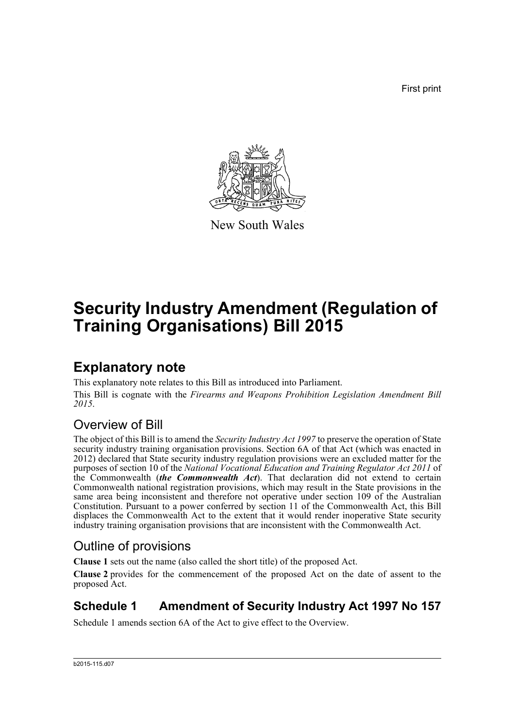First print

New South Wales

# Security Industry Amendment (Regulation of Training Organisations) Bill 2015

## Explanatory note

This explanatory note relates to this Bill as introduced into Parliament.

This Bill is cognate with the *Firearms and Weapons Prohibition Legislation Amendment Bill 2015*.

### Overview of Bill

The object of this Bill is to amend the *Security Industry Act 1997* to preserve the operation of State security industry training organisation provisions. Section 6A of that Act (which was enacted in 2012) declared that State security industry regulation provisions were an excluded matter for the purposes of section 10 of the *National Vocational Education and Training Regulator Act 2011* of the Commonwealth (***the Commonwealth Act***). That declaration did not extend to certain Commonwealth national registration provisions, which may result in the State provisions in the same area being inconsistent and therefore not operative under section 109 of the Australian Constitution. Pursuant to a power conferred by section 11 of the Commonwealth Act, this Bill displaces the Commonwealth Act to the extent that it would render inoperative State security industry training organisation provisions that are inconsistent with the Commonwealth Act.

### Outline of provisions

**Clause 1** sets out the name (also called the short title) of the proposed Act.

**Clause 2** provides for the commencement of the proposed Act on the date of assent to the proposed Act.

### Schedule 1 Amendment of Security Industry Act 1997 No 157

Schedule 1 amends section 6A of the Act to give effect to the Overview.

b2015-115.d07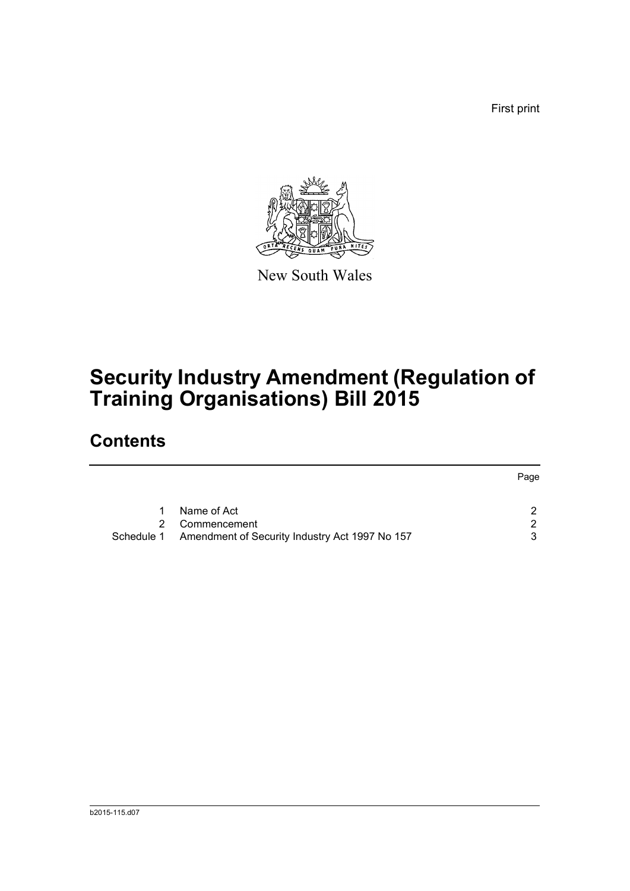First print

New South Wales

# Security Industry Amendment (Regulation of Training Organisations) Bill 2015

## Contents

| | | Page |
|---|---|---|
| 1 | Name of Act | 2 |
| 2 | Commencement | 2 |
| Schedule 1 | Amendment of Security Industry Act 1997 No 157 | 3 |

b2015-115.d07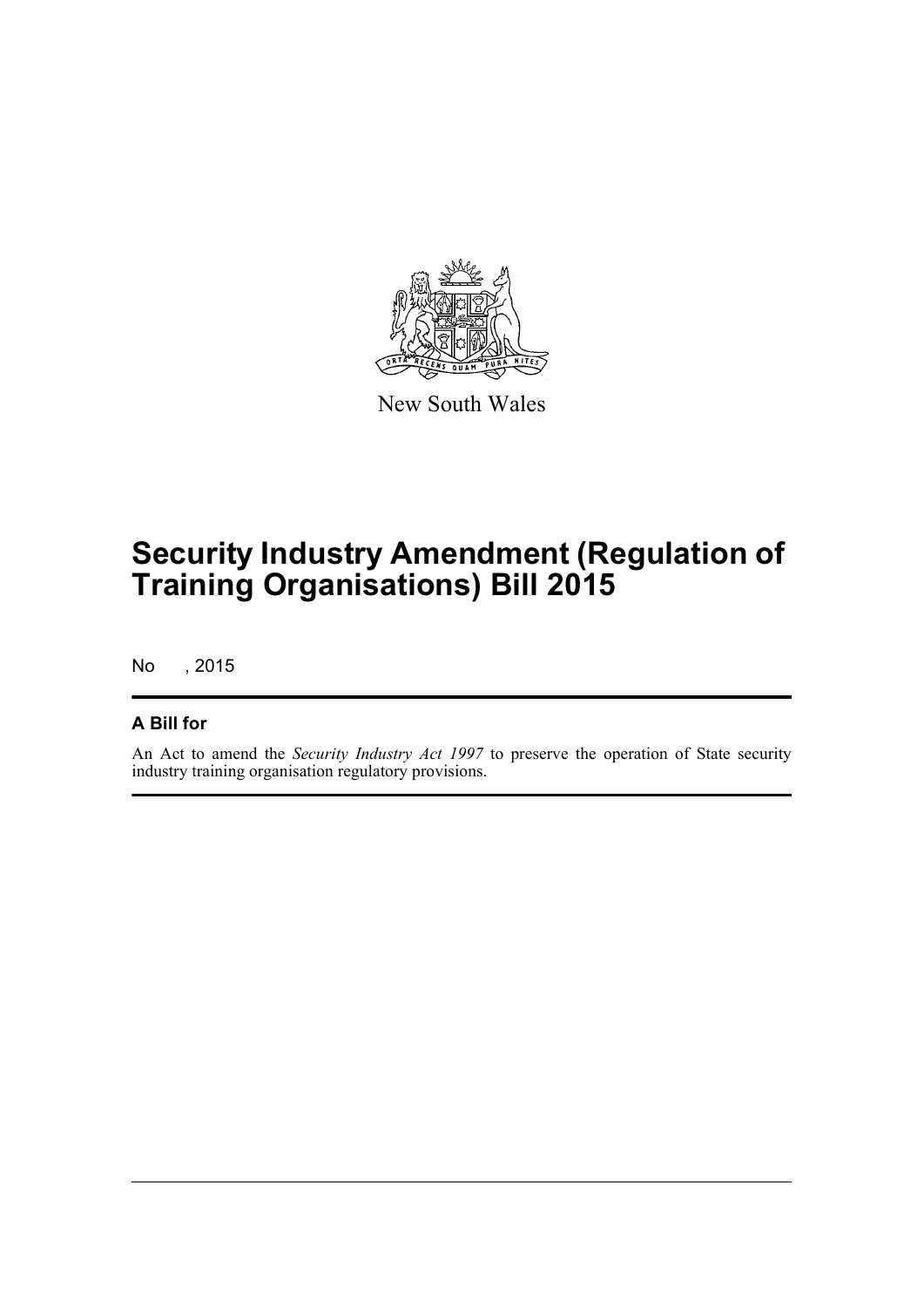New South Wales

# Security Industry Amendment (Regulation of Training Organisations) Bill 2015

No , 2015

## A Bill for

An Act to amend the *Security Industry Act 1997* to preserve the operation of State security industry training organisation regulatory provisions.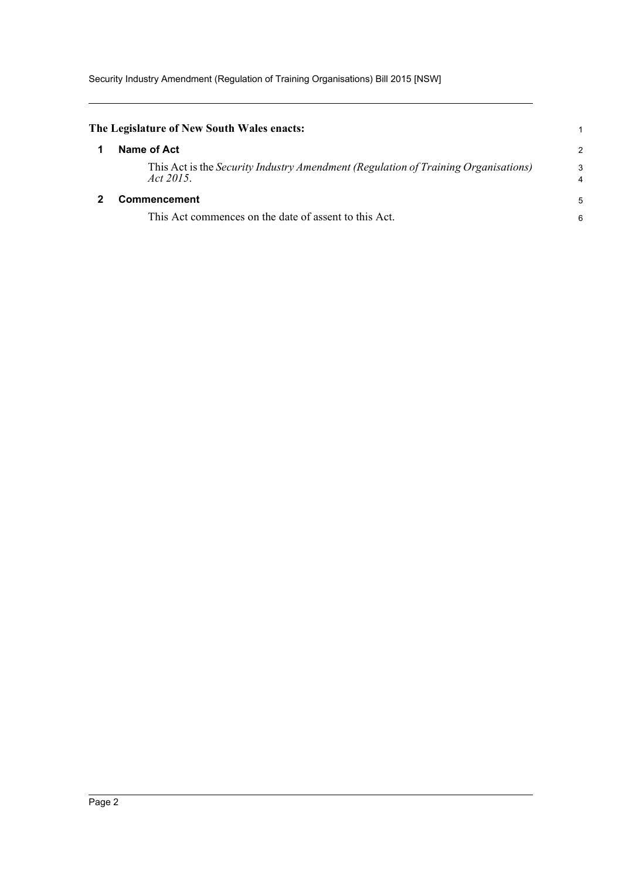**The Legislature of New South Wales enacts:**

## 1 Name of Act

This Act is the *Security Industry Amendment (Regulation of Training Organisations) Act 2015*.

## 2 Commencement

This Act commences on the date of assent to this Act.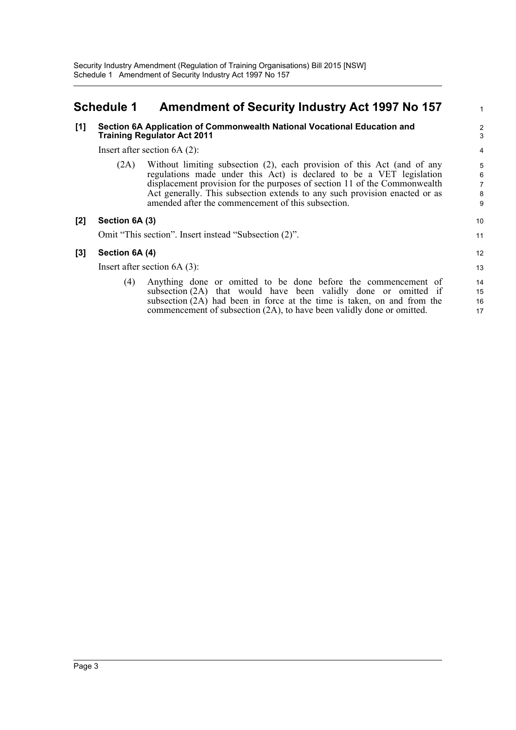# Schedule 1 Amendment of Security Industry Act 1997 No 157

**[1] Section 6A Application of Commonwealth National Vocational Education and Training Regulator Act 2011**

Insert after section 6A (2):

(2A) Without limiting subsection (2), each provision of this Act (and of any regulations made under this Act) is declared to be a VET legislation displacement provision for the purposes of section 11 of the Commonwealth Act generally. This subsection extends to any such provision enacted or as amended after the commencement of this subsection.

**[2] Section 6A (3)**

Omit "This section". Insert instead "Subsection (2)".

**[3] Section 6A (4)**

Insert after section 6A (3):

(4) Anything done or omitted to be done before the commencement of subsection (2A) that would have been validly done or omitted if subsection (2A) had been in force at the time is taken, on and from the commencement of subsection (2A), to have been validly done or omitted.